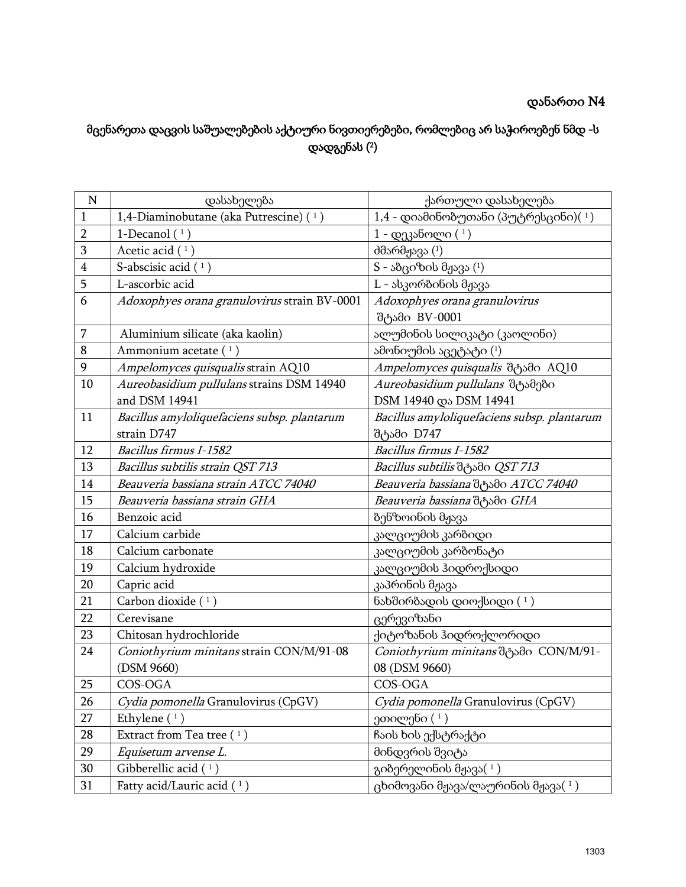**დანართი N4**

## მცენარეთა დაცვის საშუალებების აქტიური ნივთიერებები, რომლებიც არ საჭიროებენ ნმდ -ს დადგენას (²)

| N | დასახელება | ქართული დასახელება |
|---|---|---|
| 1 | 1,4-Diaminobutane (aka Putrescine) ( ¹ ) | 1,4 - დიამინობუთანი (პუტრესცინი)( ¹ ) |
| 2 | 1-Decanol ( ¹ ) | 1 - დეკანოლი ( ¹ ) |
| 3 | Acetic acid ( ¹ ) | ძმარმჟავა (¹) |
| 4 | S-abscisic acid ( ¹ ) | S - აბციზის მჟავა (¹) |
| 5 | L-ascorbic acid | L - ასკორბინის მჟავა |
| 6 | *Adoxophyes orana granulovirus* strain BV-0001 | *Adoxophyes orana granulovirus* შტამი BV-0001 |
| 7 | Aluminium silicate (aka kaolin) | ალუმინის სილიკატი (კაოლინი) |
| 8 | Ammonium acetate ( ¹ ) | ამონიუმის აცეტატი (¹) |
| 9 | *Ampelomyces quisqualis* strain AQ10 | *Ampelomyces quisqualis* შტამი AQ10 |
| 10 | *Aureobasidium pullulans* strains DSM 14940 and DSM 14941 | *Aureobasidium pullulans* შტამები DSM 14940 და DSM 14941 |
| 11 | *Bacillus amyloliquefaciens subsp. plantarum* strain D747 | *Bacillus amyloliquefaciens subsp. plantarum* შტამი D747 |
| 12 | *Bacillus firmus I-1582* | *Bacillus firmus I-1582* |
| 13 | *Bacillus subtilis strain QST 713* | *Bacillus subtilis* შტამი *QST 713* |
| 14 | *Beauveria bassiana strain ATCC 74040* | *Beauveria bassiana* შტამი *ATCC 74040* |
| 15 | *Beauveria bassiana strain GHA* | *Beauveria bassiana* შტამი *GHA* |
| 16 | Benzoic acid | ბენზოინის მჟავა |
| 17 | Calcium carbide | კალციუმის კარბიდი |
| 18 | Calcium carbonate | კალციუმის კარბონატი |
| 19 | Calcium hydroxide | კალციუმის ჰიდროქსიდი |
| 20 | Capric acid | კაპრინის მჟავა |
| 21 | Carbon dioxide ( ¹ ) | ნახშირბადის დიოქსიდი ( ¹ ) |
| 22 | Cerevisane | ცერევიზანი |
| 23 | Chitosan hydrochloride | ქიტოზანის ჰიდროქლორიდი |
| 24 | *Coniothyrium minitans* strain CON/M/91-08 (DSM 9660) | *Coniothyrium minitans* შტამი CON/M/91-08 (DSM 9660) |
| 25 | COS-OGA | COS-OGA |
| 26 | *Cydia pomonella* Granulovirus (CpGV) | *Cydia pomonella* Granulovirus (CpGV) |
| 27 | Ethylene ( ¹ ) | ეთილენი ( ¹ ) |
| 28 | Extract from Tea tree ( ¹ ) | ჩაის ხის ექსტრაქტი |
| 29 | *Equisetum arvense L.* | მინდვრის შვიტა |
| 30 | Gibberellic acid ( ¹ ) | გიბერელინის მჟავა( ¹ ) |
| 31 | Fatty acid/Lauric acid ( ¹ ) | ცხიმოვანი მჟავა/ლაურინის მჟავა( ¹ ) |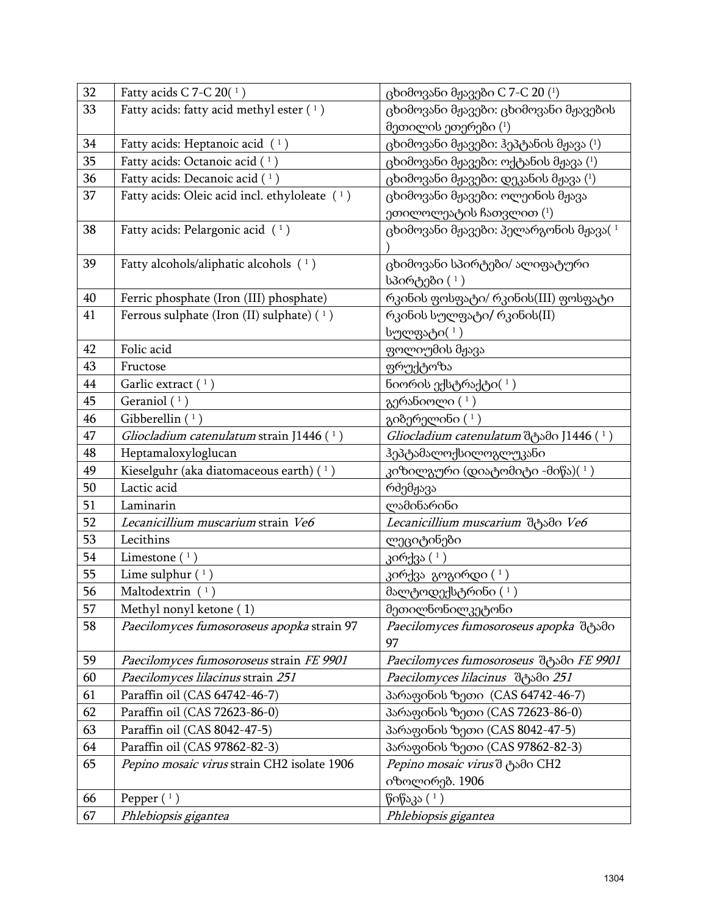| | | |
|---|---|---|
| 32 | Fatty acids C 7-C 20( [1] ) | ცხიმოვანი მჟავები C 7-C 20 ([1]) |
| 33 | Fatty acids: fatty acid methyl ester ( [1] ) | ცხიმოვანი მჟავები: ცხიმოვანი მჟავების მეთილის ეთერები ([1]) |
| 34 | Fatty acids: Heptanoic acid ( [1] ) | ცხიმოვანი მჟავები: ჰეპტანის მჟავა ([1]) |
| 35 | Fatty acids: Octanoic acid ( [1] ) | ცხიმოვანი მჟავები: ოქტანის მჟავა ([1]) |
| 36 | Fatty acids: Decanoic acid ( [1] ) | ცხიმოვანი მჟავები: დეკანის მჟავა ([1]) |
| 37 | Fatty acids: Oleic acid incl. ethyloleate ( [1] ) | ცხიმოვანი მჟავები: ოლეინის მჟავა ეთილოლეატის ჩათვლით ([1]) |
| 38 | Fatty acids: Pelargonic acid ( [1] ) | ცხიმოვანი მჟავები: პელარგონის მჟავა( [1] ) |
| 39 | Fatty alcohols/aliphatic alcohols ( [1] ) | ცხიმოვანი სპირტები/ ალიფატური სპირტები ( [1] ) |
| 40 | Ferric phosphate (Iron (III) phosphate) | რკინის ფოსფატი/ რკინის(III) ფოსფატი |
| 41 | Ferrous sulphate (Iron (II) sulphate) ( [1] ) | რკინის სულფატი/ რკინის(II) სულფატი( [1] ) |
| 42 | Folic acid | ფოლიუმის მჟავა |
| 43 | Fructose | ფრუქტოზა |
| 44 | Garlic extract ( [1] ) | ნიორის ექსტრაქტი( [1] ) |
| 45 | Geraniol ( [1] ) | გერანიოლი ( [1] ) |
| 46 | Gibberellin ( [1] ) | გიბერელინი ( [1] ) |
| 47 | *Gliocladium catenulatum* strain J1446 ( [1] ) | *Gliocladium catenulatum* შტამი J1446 ( [1] ) |
| 48 | Heptamaloxyloglucan | ჰეპტამალოქსილოგლუკანი |
| 49 | Kieselguhr (aka diatomaceous earth) ( [1] ) | კიზილგური (დიატომიტი -მიწა)( [1] ) |
| 50 | Lactic acid | რძემჟავა |
| 51 | Laminarin | ლამინარინი |
| 52 | *Lecanicillium muscarium* strain *Ve6* | *Lecanicillium muscarium* შტამი *Ve6* |
| 53 | Lecithins | ლეციტინები |
| 54 | Limestone ( [1] ) | კირქვა ( [1] ) |
| 55 | Lime sulphur ( [1] ) | კირქვა გოგირდი ( [1] ) |
| 56 | Maltodextrin ( [1] ) | მალტოდექსტრინი ( [1] ) |
| 57 | Methyl nonyl ketone ( 1) | მეთილნონილკეტონი |
| 58 | *Paecilomyces fumosoroseus apopka* strain 97 | *Paecilomyces fumosoroseus apopka* შტამი 97 |
| 59 | *Paecilomyces fumosoroseus* strain *FE 9901* | *Paecilomyces fumosoroseus* შტამი *FE 9901* |
| 60 | *Paecilomyces lilacinus* strain *251* | *Paecilomyces lilacinus* შტამი *251* |
| 61 | Paraffin oil (CAS 64742-46-7) | პარაფინის ზეთი (CAS 64742-46-7) |
| 62 | Paraffin oil (CAS 72623-86-0) | პარაფინის ზეთი (CAS 72623-86-0) |
| 63 | Paraffin oil (CAS 8042-47-5) | პარაფინის ზეთი (CAS 8042-47-5) |
| 64 | Paraffin oil (CAS 97862-82-3) | პარაფინის ზეთი (CAS 97862-82-3) |
| 65 | *Pepino mosaic virus* strain CH2 isolate 1906 | *Pepino mosaic virus* შ ტამი CH2 იზოლირებ. 1906 |
| 66 | Pepper ( [1] ) | წიწაკა ( [1] ) |
| 67 | *Phlebiopsis gigantea* | *Phlebiopsis gigantea* |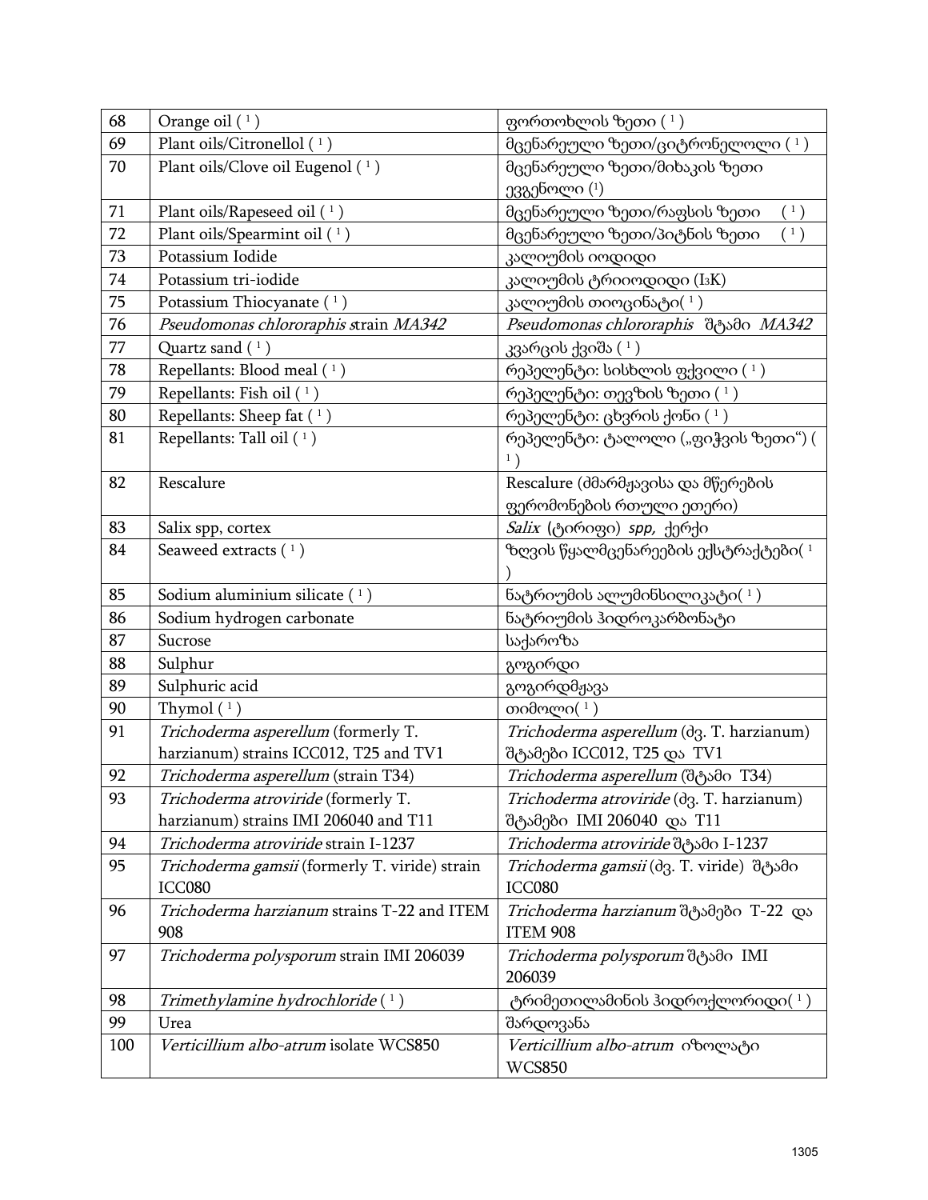| 68 | Orange oil ( [1] ) | ფორთოხლის ზეთი ( [1] ) |
|---|---|---|
| 69 | Plant oils/Citronellol ( [1] ) | მცენარეული ზეთი/ციტრონელოლი ( [1] ) |
| 70 | Plant oils/Clove oil Eugenol ( [1] ) | მცენარეული ზეთი/მიხაკის ზეთი ევგენოლი ([1]) |
| 71 | Plant oils/Rapeseed oil ( [1] ) | მცენარეული ზეთი/რაფსის ზეთი ( [1] ) |
| 72 | Plant oils/Spearmint oil ( [1] ) | მცენარეული ზეთი/პიტნის ზეთი ( [1] ) |
| 73 | Potassium Iodide | კალიუმის იოდიდი |
| 74 | Potassium tri-iodide | კალიუმის ტრიიოდიდი ($I_3K$) |
| 75 | Potassium Thiocyanate ( [1] ) | კალიუმის თიოციანატი( [1] ) |
| 76 | *Pseudomonas chlororaphis s*train *MA342* | *Pseudomonas chlororaphis* შტამი *MA342* |
| 77 | Quartz sand ( [1] ) | კვარცის ქვიშა ( [1] ) |
| 78 | Repellants: Blood meal ( [1] ) | რეპელენტი: სისხლის ფქვილი ( [1] ) |
| 79 | Repellants: Fish oil ( [1] ) | რეპელენტი: თევზის ზეთი ( [1] ) |
| 80 | Repellants: Sheep fat ( [1] ) | რეპელენტი: ცხვრის ქონი ( [1] ) |
| 81 | Repellants: Tall oil ( [1] ) | რეპელენტი: ტალოლი („ფიჭვის ზეთი“) ( [1] ) |
| 82 | Rescalure | Rescalure (ძმარმჟავისა და მწერების ფერომონების რთული ეთერი) |
| 83 | Salix spp, cortex | *Salix* (ტირიფი) *spp,* ქერქი |
| 84 | Seaweed extracts ( [1] ) | ზღვის წყალმცენარეების ექსტრაქტები( [1] ) |
| 85 | Sodium aluminium silicate ( [1] ) | ნატრიუმის ალუმინსილიკატი( [1] ) |
| 86 | Sodium hydrogen carbonate | ნატრიუმის ჰიდროკარბონატი |
| 87 | Sucrose | საქაროზა |
| 88 | Sulphur | გოგირდი |
| 89 | Sulphuric acid | გოგირდმჟავა |
| 90 | Thymol ( [1] ) | თიმოლი( [1] ) |
| 91 | *Trichoderma asperellum* (formerly T. harzianum) strains ICC012, T25 and TV1 | *Trichoderma asperellum* (ძვ. T. harzianum) შტამები ICC012, T25 და TV1 |
| 92 | *Trichoderma asperellum* (strain T34) | *Trichoderma asperellum* (შტამი T34) |
| 93 | *Trichoderma atroviride* (formerly T. harzianum) strains IMI 206040 and T11 | *Trichoderma atroviride* (ძვ. T. harzianum) შტამები IMI 206040 და T11 |
| 94 | *Trichoderma atroviride* strain I-1237 | *Trichoderma atroviride* შტამი I-1237 |
| 95 | *Trichoderma gamsii* (formerly T. viride) strain ICC080 | *Trichoderma gamsii* (ძვ. T. viride) შტამი ICC080 |
| 96 | *Trichoderma harzianum* strains T-22 and ITEM 908 | *Trichoderma harzianum* შტამები T-22 და ITEM 908 |
| 97 | *Trichoderma polysporum* strain IMI 206039 | *Trichoderma polysporum* შტამი IMI 206039 |
| 98 | *Trimethylamine hydrochloride* ( [1] ) | ტრიმეთილამინის ჰიდროქლორიდი( [1] ) |
| 99 | Urea | შარდოვანა |
| 100 | *Verticillium albo-atrum* isolate WCS850 | *Verticillium albo-atrum* იზოლატი WCS850 |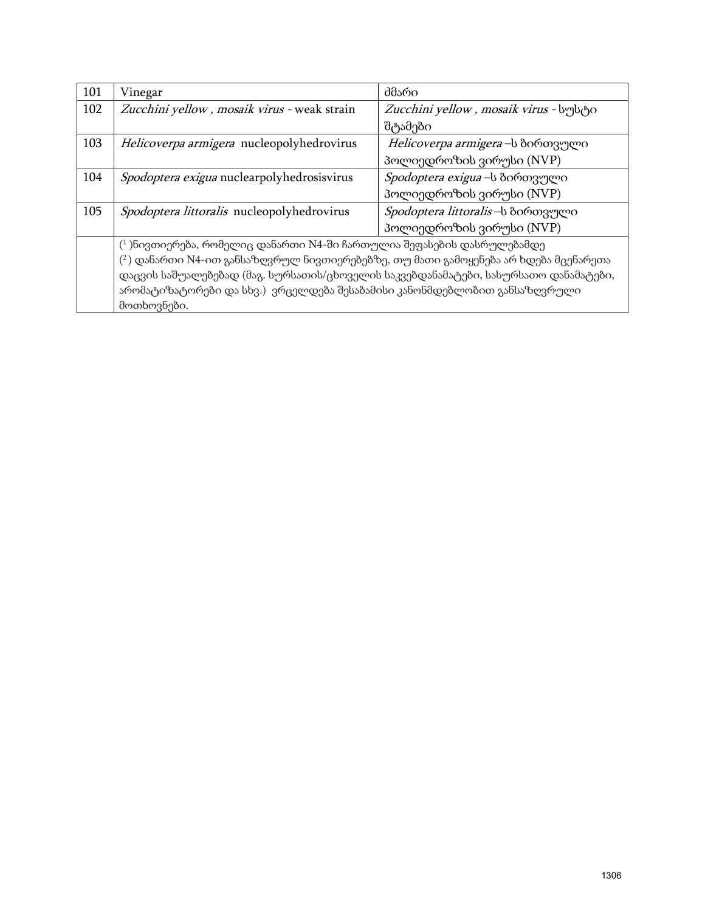| | | |
|---|---|---|
| 101 | Vinegar | ძმარი |
| 102 | *Zucchini yellow , mosaik virus* - weak strain | *Zucchini yellow , mosaik virus* - სუსტი შტამები |
| 103 | *Helicoverpa armigera* nucleopolyhedrovirus | *Helicoverpa armigera* –ს ბირთვული პოლიედროზის ვირუსი (NVP) |
| 104 | *Spodoptera exigua* nuclearpolyhedrosisvirus | *Spodoptera exigua* –ს ბირთვული პოლიედროზის ვირუსი (NVP) |
| 105 | *Spodoptera littoralis* nucleopolyhedrovirus | *Spodoptera littoralis* –ს ბირთვული პოლიედროზის ვირუსი (NVP) |
| | ([1] )ნივთიერება, რომელიც დანართი N4-ში ჩართულია შეფასების დასრულებამდე<br>([2] ) დანართი N4-ით განსაზღვრულ ნივთიერებებზე, თუ მათი გამოყენება არ ხდება მცენარეთა დაცვის საშუალებებად (მაგ. სურსათის/ცხოველის საკვებდანამატები, სასურსათო დანამატები, არომატიზატორები და სხვ.) ვრცელდება შესაბამისი კანონმდებლობით განსაზღვრული მოთხოვნები. | |